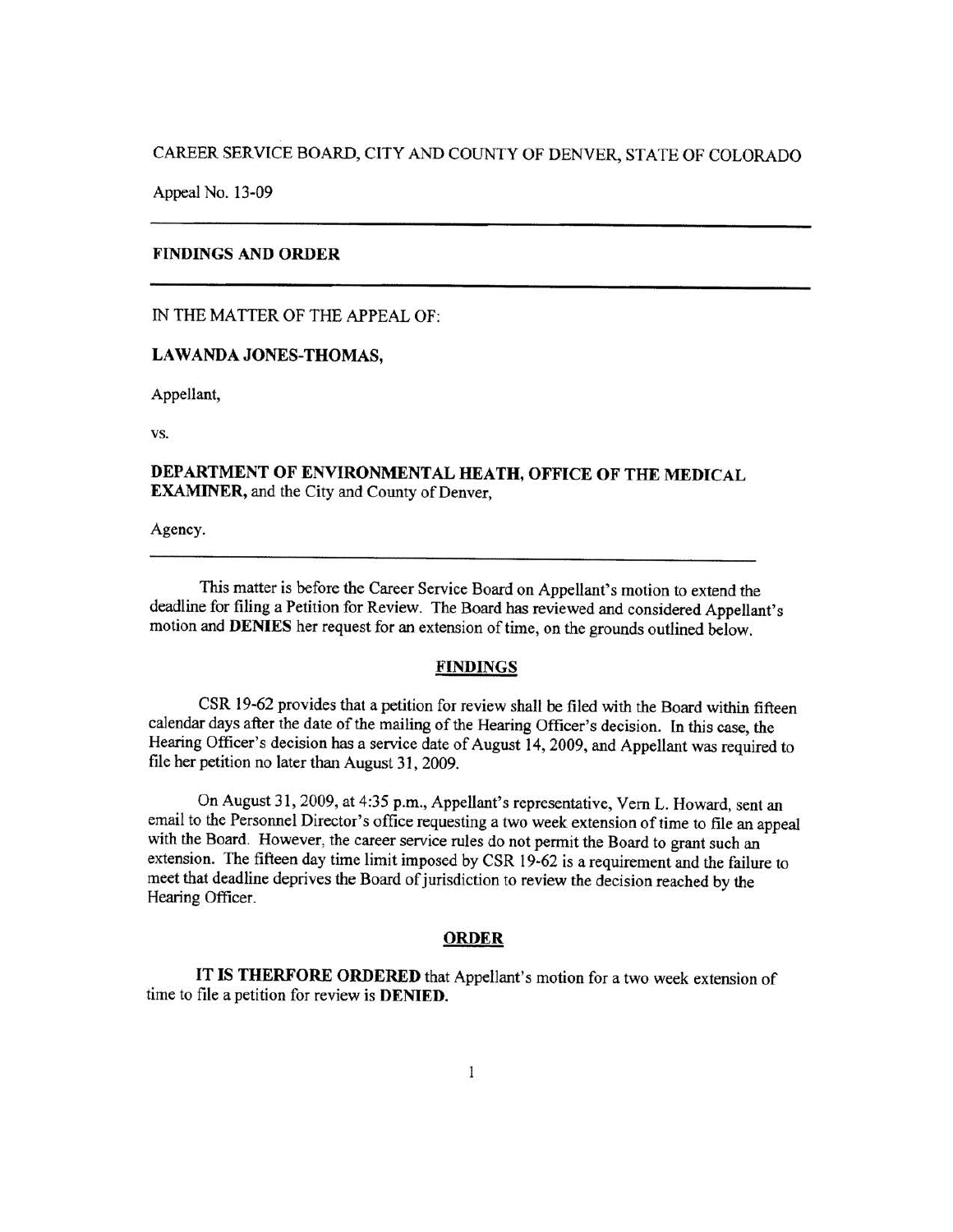CAREER SERVICE BOARD, CITY AND COUNTY OF DENVER, STATE OF COLORADO

Appeal No. 13-09

---

**FINDINGS AND ORDER**

---

IN THE MATTER OF THE APPEAL OF:

**LAWANDA JONES-THOMAS,**

Appellant,

vs.

**DEPARTMENT OF ENVIRONMENTAL HEATH, OFFICE OF THE MEDICAL EXAMINER,** and the City and County of Denver,

Agency.

---

This matter is before the Career Service Board on Appellant's motion to extend the deadline for filing a Petition for Review. The Board has reviewed and considered Appellant's motion and **DENIES** her request for an extension of time, on the grounds outlined below.

## FINDINGS

CSR 19-62 provides that a petition for review shall be filed with the Board within fifteen calendar days after the date of the mailing of the Hearing Officer's decision. In this case, the Hearing Officer's decision has a service date of August 14, 2009, and Appellant was required to file her petition no later than August 31, 2009.

On August 31, 2009, at 4:35 p.m., Appellant's representative, Vern L. Howard, sent an email to the Personnel Director's office requesting a two week extension of time to file an appeal with the Board. However, the career service rules do not permit the Board to grant such an extension. The fifteen day time limit imposed by CSR 19-62 is a requirement and the failure to meet that deadline deprives the Board of jurisdiction to review the decision reached by the Hearing Officer.

## ORDER

**IT IS THERFORE ORDERED** that Appellant's motion for a two week extension of time to file a petition for review is **DENIED.**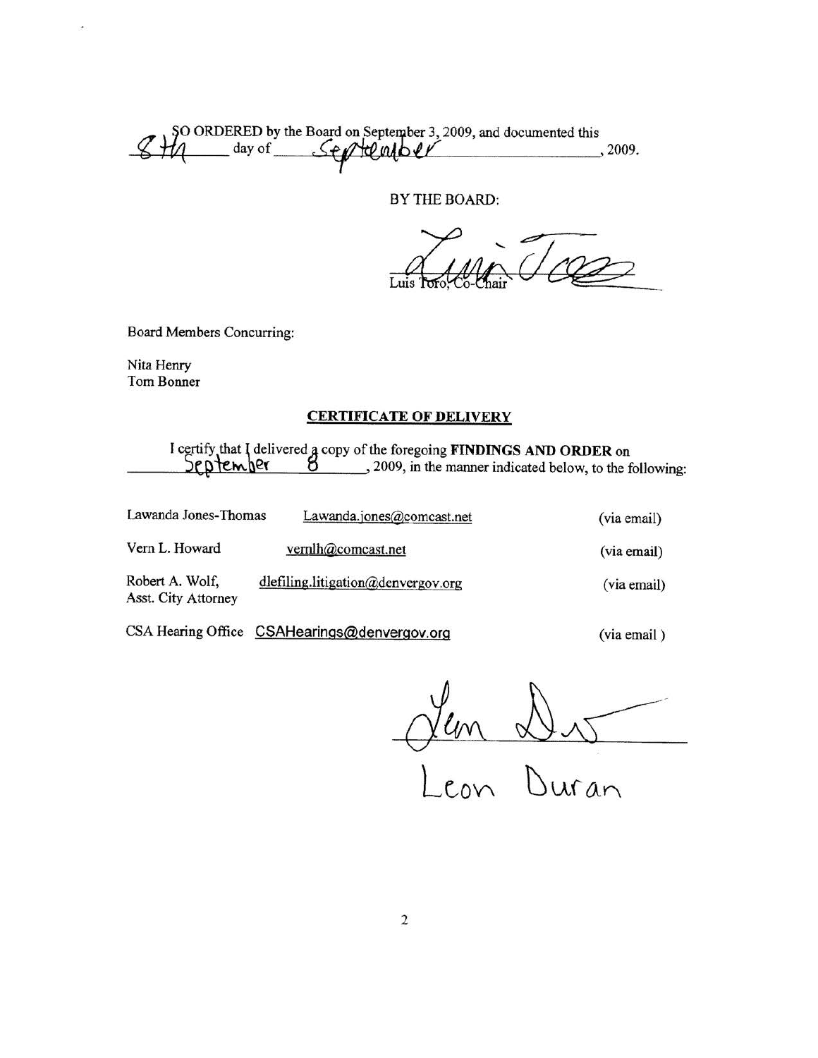SO ORDERED by the Board on September 3, 2009, and documented this 8th day of September, 2009.

BY THE BOARD:

Luis Toro, Co-Chair

Board Members Concurring:

Nita Henry
Tom Bonner

**CERTIFICATE OF DELIVERY**

I certify that I delivered a copy of the foregoing **FINDINGS AND ORDER** on September 8, 2009, in the manner indicated below, to the following:

| | | |
|---|---|---|
| Lawanda Jones-Thomas | Lawanda.jones@comcast.net | (via email) |
| Vern L. Howard | vernlh@comcast.net | (via email) |
| Robert A. Wolf, Asst. City Attorney | dlefiling.litigation@denvergov.org | (via email) |
| CSA Hearing Office | CSAHearings@denvergov.org | (via email ) |

Leon Duran